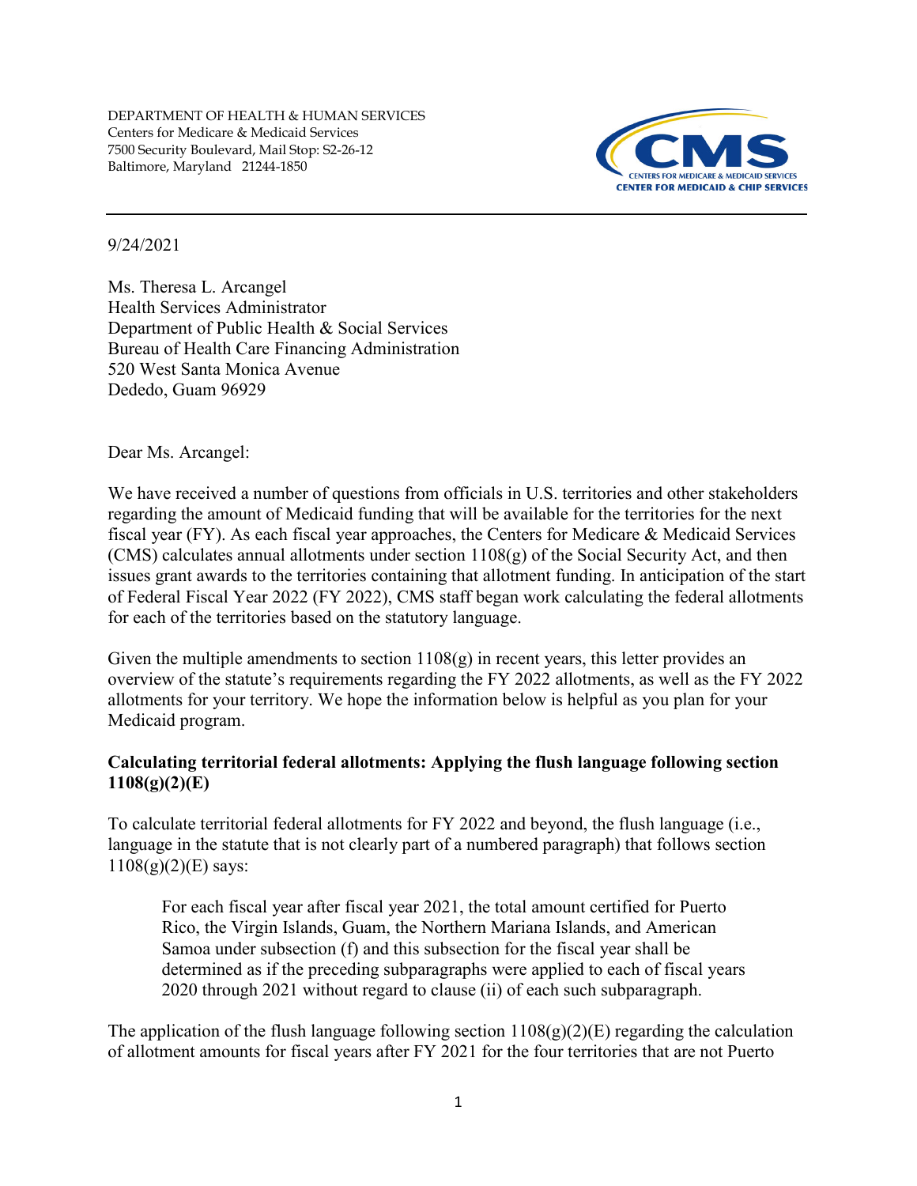DEPARTMENT OF HEALTH & HUMAN SERVICES
Centers for Medicare & Medicaid Services
7500 Security Boulevard, Mail Stop: S2-26-12
Baltimore, Maryland 21244-1850

CMS
CENTERS FOR MEDICARE & MEDICAID SERVICES
CENTER FOR MEDICAID & CHIP SERVICES

9/24/2021

Ms. Theresa L. Arcangel
Health Services Administrator
Department of Public Health & Social Services
Bureau of Health Care Financing Administration
520 West Santa Monica Avenue
Dededo, Guam 96929

Dear Ms. Arcangel:

We have received a number of questions from officials in U.S. territories and other stakeholders regarding the amount of Medicaid funding that will be available for the territories for the next fiscal year (FY). As each fiscal year approaches, the Centers for Medicare & Medicaid Services (CMS) calculates annual allotments under section 1108(g) of the Social Security Act, and then issues grant awards to the territories containing that allotment funding. In anticipation of the start of Federal Fiscal Year 2022 (FY 2022), CMS staff began work calculating the federal allotments for each of the territories based on the statutory language.

Given the multiple amendments to section 1108(g) in recent years, this letter provides an overview of the statute's requirements regarding the FY 2022 allotments, as well as the FY 2022 allotments for your territory. We hope the information below is helpful as you plan for your Medicaid program.

**Calculating territorial federal allotments: Applying the flush language following section 1108(g)(2)(E)**

To calculate territorial federal allotments for FY 2022 and beyond, the flush language (i.e., language in the statute that is not clearly part of a numbered paragraph) that follows section 1108(g)(2)(E) says:

> For each fiscal year after fiscal year 2021, the total amount certified for Puerto Rico, the Virgin Islands, Guam, the Northern Mariana Islands, and American Samoa under subsection (f) and this subsection for the fiscal year shall be determined as if the preceding subparagraphs were applied to each of fiscal years 2020 through 2021 without regard to clause (ii) of each such subparagraph.

The application of the flush language following section 1108(g)(2)(E) regarding the calculation of allotment amounts for fiscal years after FY 2021 for the four territories that are not Puerto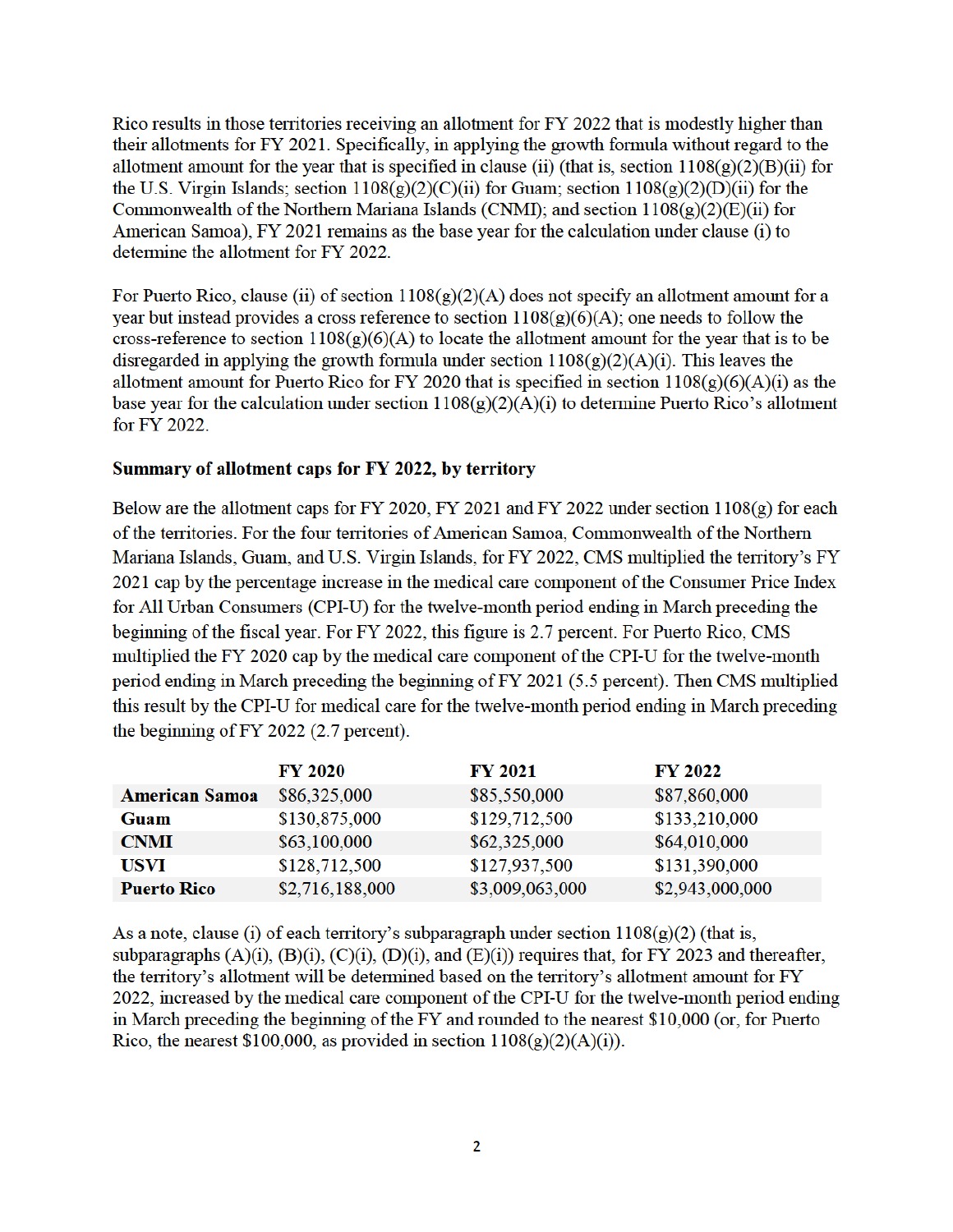Rico results in those territories receiving an allotment for FY 2022 that is modestly higher than their allotments for FY 2021. Specifically, in applying the growth formula without regard to the allotment amount for the year that is specified in clause (ii) (that is, section 1108(g)(2)(B)(ii) for the U.S. Virgin Islands; section 1108(g)(2)(C)(ii) for Guam; section 1108(g)(2)(D)(ii) for the Commonwealth of the Northern Mariana Islands (CNMI); and section 1108(g)(2)(E)(ii) for American Samoa), FY 2021 remains as the base year for the calculation under clause (i) to determine the allotment for FY 2022.

For Puerto Rico, clause (ii) of section 1108(g)(2)(A) does not specify an allotment amount for a year but instead provides a cross reference to section 1108(g)(6)(A); one needs to follow the cross-reference to section 1108(g)(6)(A) to locate the allotment amount for the year that is to be disregarded in applying the growth formula under section 1108(g)(2)(A)(i). This leaves the allotment amount for Puerto Rico for FY 2020 that is specified in section 1108(g)(6)(A)(i) as the base year for the calculation under section 1108(g)(2)(A)(i) to determine Puerto Rico's allotment for FY 2022.

**Summary of allotment caps for FY 2022, by territory**

Below are the allotment caps for FY 2020, FY 2021 and FY 2022 under section 1108(g) for each of the territories. For the four territories of American Samoa, Commonwealth of the Northern Mariana Islands, Guam, and U.S. Virgin Islands, for FY 2022, CMS multiplied the territory's FY 2021 cap by the percentage increase in the medical care component of the Consumer Price Index for All Urban Consumers (CPI-U) for the twelve-month period ending in March preceding the beginning of the fiscal year. For FY 2022, this figure is 2.7 percent. For Puerto Rico, CMS multiplied the FY 2020 cap by the medical care component of the CPI-U for the twelve-month period ending in March preceding the beginning of FY 2021 (5.5 percent). Then CMS multiplied this result by the CPI-U for medical care for the twelve-month period ending in March preceding the beginning of FY 2022 (2.7 percent).

| | FY 2020 | FY 2021 | FY 2022 |
|---|---|---|---|
| **American Samoa** | $86,325,000 | $85,550,000 | $87,860,000 |
| **Guam** | $130,875,000 | $129,712,500 | $133,210,000 |
| **CNMI** | $63,100,000 | $62,325,000 | $64,010,000 |
| **USVI** | $128,712,500 | $127,937,500 | $131,390,000 |
| **Puerto Rico** | $2,716,188,000 | $3,009,063,000 | $2,943,000,000 |

As a note, clause (i) of each territory's subparagraph under section 1108(g)(2) (that is, subparagraphs (A)(i), (B)(i), (C)(i), (D)(i), and (E)(i)) requires that, for FY 2023 and thereafter, the territory's allotment will be determined based on the territory's allotment amount for FY 2022, increased by the medical care component of the CPI-U for the twelve-month period ending in March preceding the beginning of the FY and rounded to the nearest $10,000 (or, for Puerto Rico, the nearest $100,000, as provided in section 1108(g)(2)(A)(i)).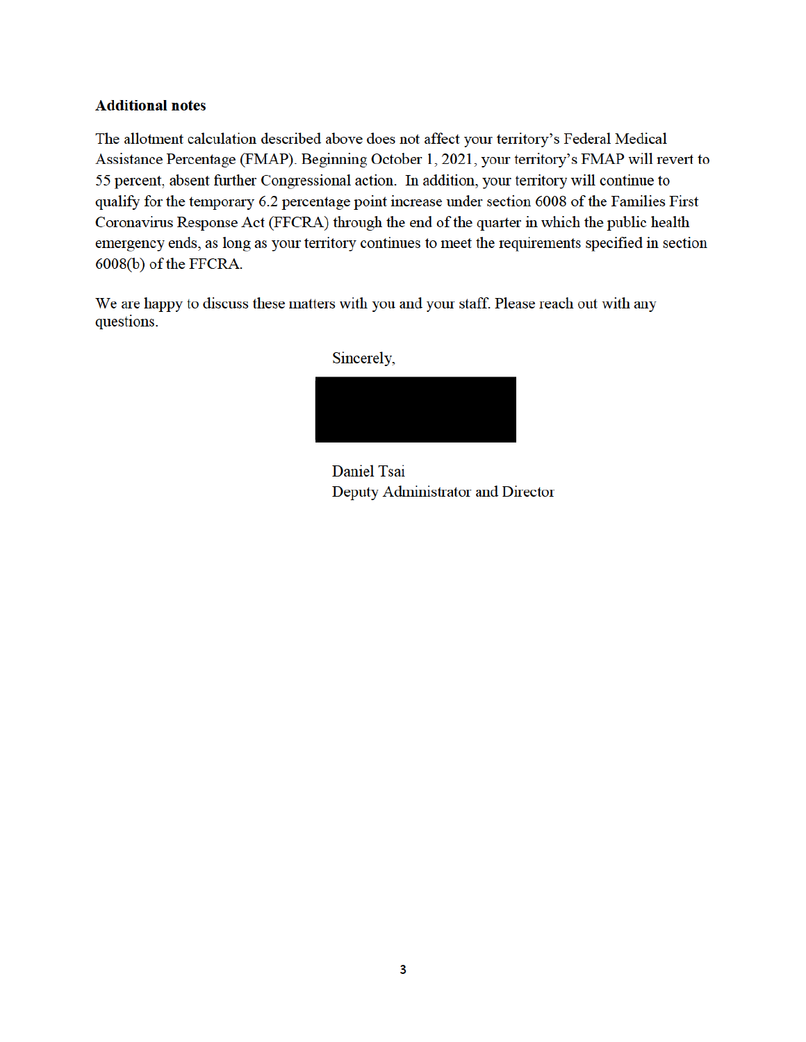**Additional notes**

The allotment calculation described above does not affect your territory's Federal Medical Assistance Percentage (FMAP). Beginning October 1, 2021, your territory's FMAP will revert to 55 percent, absent further Congressional action. In addition, your territory will continue to qualify for the temporary 6.2 percentage point increase under section 6008 of the Families First Coronavirus Response Act (FFCRA) through the end of the quarter in which the public health emergency ends, as long as your territory continues to meet the requirements specified in section 6008(b) of the FFCRA.

We are happy to discuss these matters with you and your staff. Please reach out with any questions.

Sincerely,

Daniel Tsai
Deputy Administrator and Director